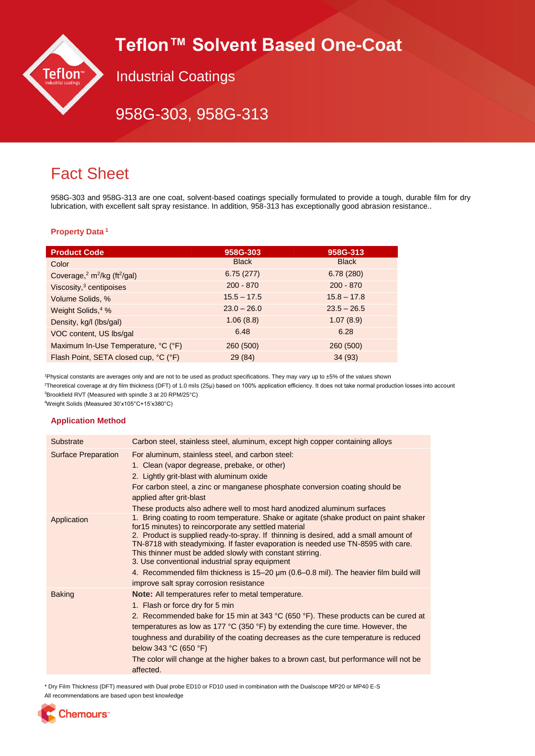# Teflon™ Solvent Based One-Coat

## Industrial Coatings

## 958G-303, 958G-313

# Fact Sheet

958G-303 and 958G-313 are one coat, solvent-based coatings specially formulated to provide a tough, durable film for dry lubrication, with excellent salt spray resistance. In addition, 958-313 has exceptionally good abrasion resistance..

### Property Data [1]

| Product Code | 958G-303 | 958G-313 |
|---|---|---|
| Color | Black | Black |
| Coverage,[2] $m^2/kg$ ($ft^2/gal$) | 6.75 (277) | 6.78 (280) |
| Viscosity,[3] centipoises | 200 - 870 | 200 - 870 |
| Volume Solids, % | 15.5 – 17.5 | 15.8 – 17.8 |
| Weight Solids,[4] % | 23.0 – 26.0 | 23.5 – 26.5 |
| Density, kg/l (lbs/gal) | 1.06 (8.8) | 1.07 (8.9) |
| VOC content, US lbs/gal | 6.48 | 6.28 |
| Maximum In-Use Temperature, °C (°F) | 260 (500) | 260 (500) |
| Flash Point, SETA closed cup, °C (°F) | 29 (84) | 34 (93) |

[1]Physical constants are averages only and are not to be used as product specifications. They may vary up to ±5% of the values shown

[2]Theoretical coverage at dry film thickness (DFT) of 1.0 mils (25μ) based on 100% application efficiency. It does not take normal production losses into account

[3]Brookfield RVT (Measured with spindle 3 at 20 RPM/25°C)

[4]Weight Solids (Measured 30'x105°C+15'x380°C)

### Application Method

| | |
|---|---|
| Substrate | Carbon steel, stainless steel, aluminum, except high copper containing alloys |
| Surface Preparation | For aluminum, stainless steel, and carbon steel:<br>1. Clean (vapor degrease, prebake, or other)<br>2. Lightly grit-blast with aluminum oxide<br>For carbon steel, a zinc or manganese phosphate conversion coating should be applied after grit-blast<br>These products also adhere well to most hard anodized aluminum surfaces |
| Application | 1. Bring coating to room temperature. Shake or agitate (shake product on paint shaker for15 minutes) to reincorporate any settled material<br>2. Product is supplied ready-to-spray. If thinning is desired, add a small amount of TN-8718 with steadymixing. If faster evaporation is needed use TN-8595 with care. This thinner must be added slowly with constant stirring.<br>3. Use conventional industrial spray equipment<br>4. Recommended film thickness is 15–20 µm (0.6–0.8 mil). The heavier film build will improve salt spray corrosion resistance |
| Baking | **Note:** All temperatures refer to metal temperature.<br>1. Flash or force dry for 5 min<br>2. Recommended bake for 15 min at 343 °C (650 °F). These products can be cured at temperatures as low as 177 °C (350 °F) by extending the cure time. However, the toughness and durability of the coating decreases as the cure temperature is reduced below 343 °C (650 °F)<br>The color will change at the higher bakes to a brown cast, but performance will not be affected. |

* Dry Film Thickness (DFT) measured with Dual probe ED10 or FD10 used in combination with the Dualscope MP20 or MP40 E-S

All recommendations are based upon best knowledge

Chemours™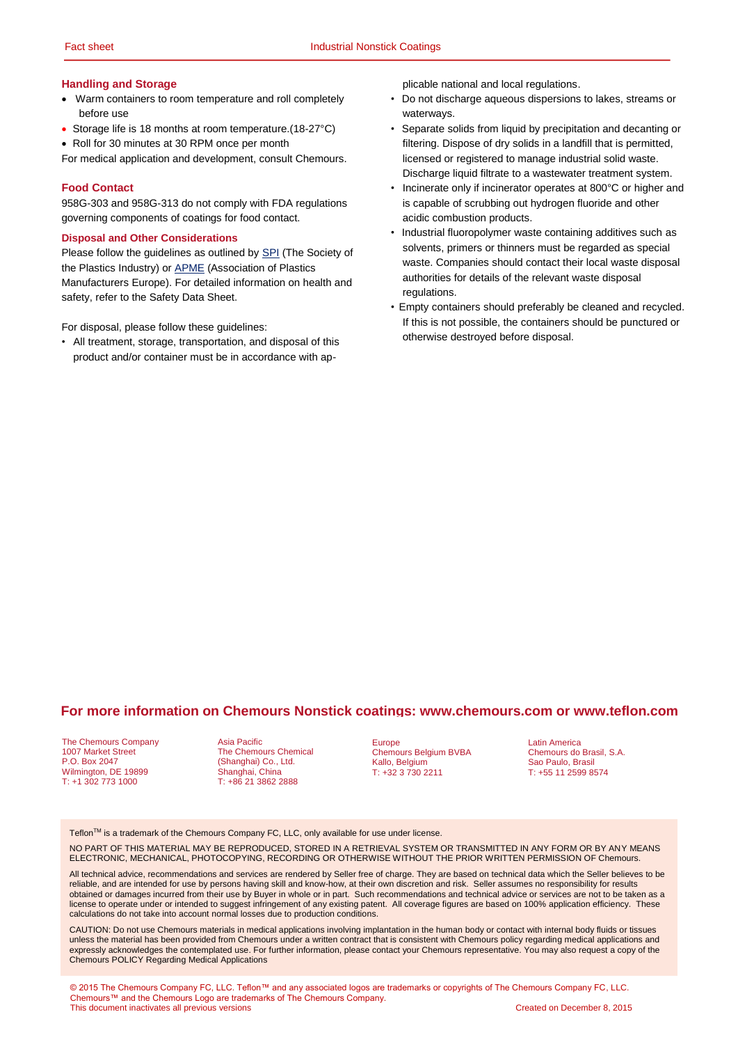## Handling and Storage

- Warm containers to room temperature and roll completely before use
- Storage life is 18 months at room temperature.(18-27°C)
- Roll for 30 minutes at 30 RPM once per month

For medical application and development, consult Chemours.

## Food Contact

958G-303 and 958G-313 do not comply with FDA regulations governing components of coatings for food contact.

## Disposal and Other Considerations

Please follow the guidelines as outlined by SPI (The Society of the Plastics Industry) or APME (Association of Plastics Manufacturers Europe). For detailed information on health and safety, refer to the Safety Data Sheet.

For disposal, please follow these guidelines:

- All treatment, storage, transportation, and disposal of this product and/or container must be in accordance with applicable national and local regulations.
- Do not discharge aqueous dispersions to lakes, streams or waterways.
- Separate solids from liquid by precipitation and decanting or filtering. Dispose of dry solids in a landfill that is permitted, licensed or registered to manage industrial solid waste. Discharge liquid filtrate to a wastewater treatment system.
- Incinerate only if incinerator operates at 800°C or higher and is capable of scrubbing out hydrogen fluoride and other acidic combustion products.
- Industrial fluoropolymer waste containing additives such as solvents, primers or thinners must be regarded as special waste. Companies should contact their local waste disposal authorities for details of the relevant waste disposal regulations.
- Empty containers should preferably be cleaned and recycled. If this is not possible, the containers should be punctured or otherwise destroyed before disposal.

## For more information on Chemours Nonstick coatings: www.chemours.com or www.teflon.com

The Chemours Company
1007 Market Street
P.O. Box 2047
Wilmington, DE 19899
T: +1 302 773 1000

Asia Pacific
The Chemours Chemical (Shanghai) Co., Ltd.
Shanghai, China
T: +86 21 3862 2888

Europe
Chemours Belgium BVBA
Kallo, Belgium
T: +32 3 730 2211

Latin America
Chemours do Brasil, S.A.
Sao Paulo, Brasil
T: +55 11 2599 8574

Teflon™ is a trademark of the Chemours Company FC, LLC, only available for use under license.

NO PART OF THIS MATERIAL MAY BE REPRODUCED, STORED IN A RETRIEVAL SYSTEM OR TRANSMITTED IN ANY FORM OR BY ANY MEANS ELECTRONIC, MECHANICAL, PHOTOCOPYING, RECORDING OR OTHERWISE WITHOUT THE PRIOR WRITTEN PERMISSION OF Chemours.

All technical advice, recommendations and services are rendered by Seller free of charge. They are based on technical data which the Seller believes to be reliable, and are intended for use by persons having skill and know-how, at their own discretion and risk. Seller assumes no responsibility for results obtained or damages incurred from their use by Buyer in whole or in part. Such recommendations and technical advice or services are not to be taken as a license to operate under or intended to suggest infringement of any existing patent. All coverage figures are based on 100% application efficiency. These calculations do not take into account normal losses due to production conditions.

CAUTION: Do not use Chemours materials in medical applications involving implantation in the human body or contact with internal body fluids or tissues unless the material has been provided from Chemours under a written contract that is consistent with Chemours policy regarding medical applications and expressly acknowledges the contemplated use. For further information, please contact your Chemours representative. You may also request a copy of the Chemours POLICY Regarding Medical Applications

© 2015 The Chemours Company FC, LLC. Teflon™ and any associated logos are trademarks or copyrights of The Chemours Company FC, LLC. Chemours™ and the Chemours Logo are trademarks of The Chemours Company.
This document inactivates all previous versions

Created on December 8, 2015